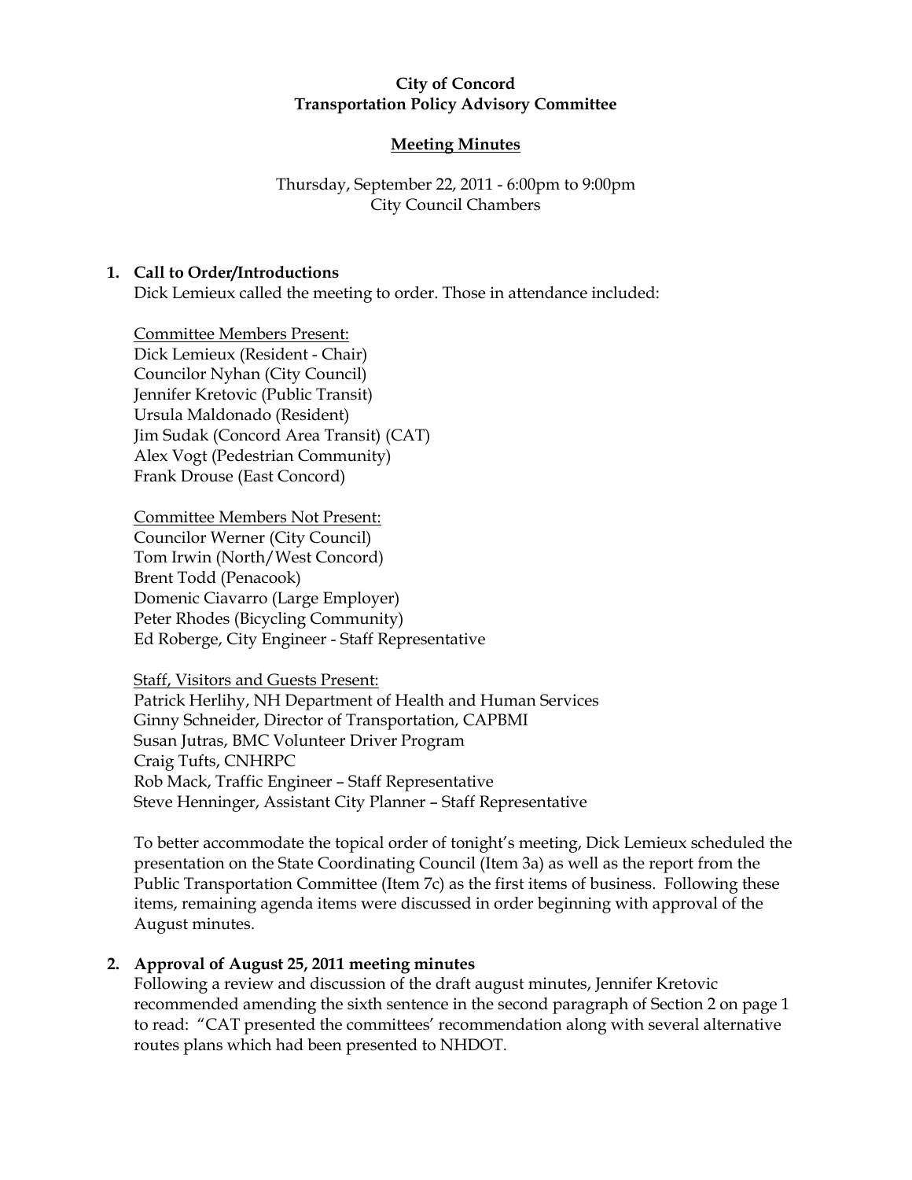**City of Concord**
**Transportation Policy Advisory Committee**

**Meeting Minutes**

Thursday, September 22, 2011 - 6:00pm to 9:00pm
City Council Chambers

## 1. Call to Order/Introductions

Dick Lemieux called the meeting to order. Those in attendance included:

Committee Members Present:
Dick Lemieux (Resident - Chair)
Councilor Nyhan (City Council)
Jennifer Kretovic (Public Transit)
Ursula Maldonado (Resident)
Jim Sudak (Concord Area Transit) (CAT)
Alex Vogt (Pedestrian Community)
Frank Drouse (East Concord)

Committee Members Not Present:
Councilor Werner (City Council)
Tom Irwin (North/West Concord)
Brent Todd (Penacook)
Domenic Ciavarro (Large Employer)
Peter Rhodes (Bicycling Community)
Ed Roberge, City Engineer - Staff Representative

Staff, Visitors and Guests Present:
Patrick Herlihy, NH Department of Health and Human Services
Ginny Schneider, Director of Transportation, CAPBMI
Susan Jutras, BMC Volunteer Driver Program
Craig Tufts, CNHRPC
Rob Mack, Traffic Engineer – Staff Representative
Steve Henninger, Assistant City Planner – Staff Representative

To better accommodate the topical order of tonight's meeting, Dick Lemieux scheduled the presentation on the State Coordinating Council (Item 3a) as well as the report from the Public Transportation Committee (Item 7c) as the first items of business. Following these items, remaining agenda items were discussed in order beginning with approval of the August minutes.

## 2. Approval of August 25, 2011 meeting minutes

Following a review and discussion of the draft august minutes, Jennifer Kretovic recommended amending the sixth sentence in the second paragraph of Section 2 on page 1 to read: "CAT presented the committees' recommendation along with several alternative routes plans which had been presented to NHDOT.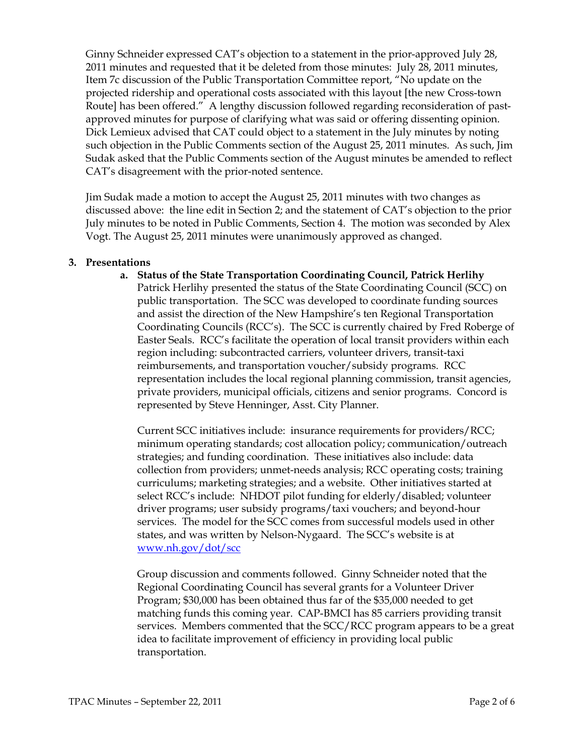Ginny Schneider expressed CAT's objection to a statement in the prior-approved July 28, 2011 minutes and requested that it be deleted from those minutes: July 28, 2011 minutes, Item 7c discussion of the Public Transportation Committee report, "No update on the projected ridership and operational costs associated with this layout [the new Cross-town Route] has been offered." A lengthy discussion followed regarding reconsideration of past-approved minutes for purpose of clarifying what was said or offering dissenting opinion. Dick Lemieux advised that CAT could object to a statement in the July minutes by noting such objection in the Public Comments section of the August 25, 2011 minutes. As such, Jim Sudak asked that the Public Comments section of the August minutes be amended to reflect CAT's disagreement with the prior-noted sentence.

Jim Sudak made a motion to accept the August 25, 2011 minutes with two changes as discussed above: the line edit in Section 2; and the statement of CAT's objection to the prior July minutes to be noted in Public Comments, Section 4. The motion was seconded by Alex Vogt. The August 25, 2011 minutes were unanimously approved as changed.

**3. Presentations**

**a. Status of the State Transportation Coordinating Council, Patrick Herlihy**

Patrick Herlihy presented the status of the State Coordinating Council (SCC) on public transportation. The SCC was developed to coordinate funding sources and assist the direction of the New Hampshire's ten Regional Transportation Coordinating Councils (RCC's). The SCC is currently chaired by Fred Roberge of Easter Seals. RCC's facilitate the operation of local transit providers within each region including: subcontracted carriers, volunteer drivers, transit-taxi reimbursements, and transportation voucher/subsidy programs. RCC representation includes the local regional planning commission, transit agencies, private providers, municipal officials, citizens and senior programs. Concord is represented by Steve Henninger, Asst. City Planner.

Current SCC initiatives include: insurance requirements for providers/RCC; minimum operating standards; cost allocation policy; communication/outreach strategies; and funding coordination. These initiatives also include: data collection from providers; unmet-needs analysis; RCC operating costs; training curriculums; marketing strategies; and a website. Other initiatives started at select RCC's include: NHDOT pilot funding for elderly/disabled; volunteer driver programs; user subsidy programs/taxi vouchers; and beyond-hour services. The model for the SCC comes from successful models used in other states, and was written by Nelson-Nygaard. The SCC's website is at [www.nh.gov/dot/scc](www.nh.gov/dot/scc)

Group discussion and comments followed. Ginny Schneider noted that the Regional Coordinating Council has several grants for a Volunteer Driver Program; $30,000 has been obtained thus far of the $35,000 needed to get matching funds this coming year. CAP-BMCI has 85 carriers providing transit services. Members commented that the SCC/RCC program appears to be a great idea to facilitate improvement of efficiency in providing local public transportation.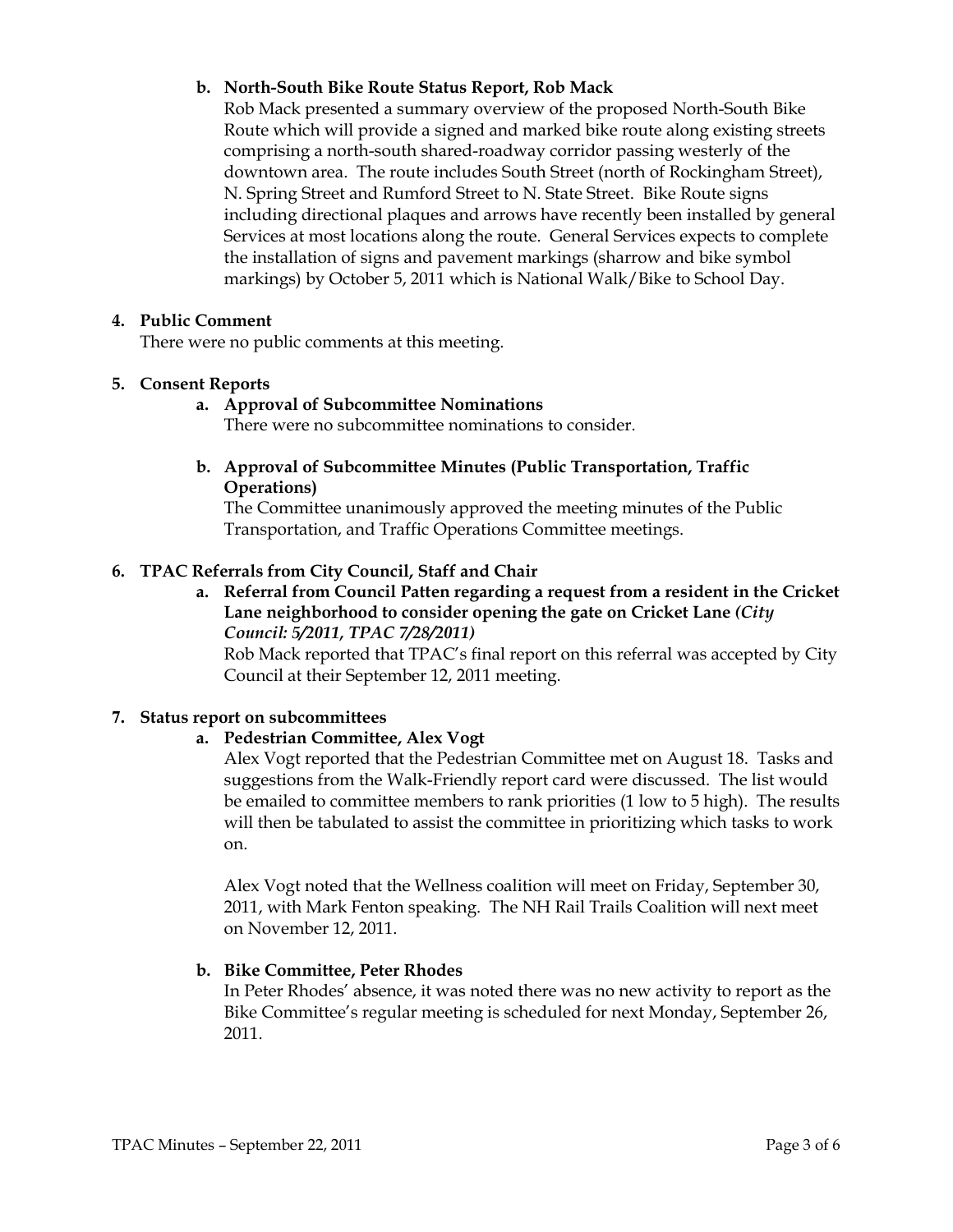**b. North-South Bike Route Status Report, Rob Mack**

Rob Mack presented a summary overview of the proposed North-South Bike Route which will provide a signed and marked bike route along existing streets comprising a north-south shared-roadway corridor passing westerly of the downtown area. The route includes South Street (north of Rockingham Street), N. Spring Street and Rumford Street to N. State Street. Bike Route signs including directional plaques and arrows have recently been installed by general Services at most locations along the route. General Services expects to complete the installation of signs and pavement markings (sharrow and bike symbol markings) by October 5, 2011 which is National Walk/Bike to School Day.

**4. Public Comment**

There were no public comments at this meeting.

**5. Consent Reports**

**a. Approval of Subcommittee Nominations**

There were no subcommittee nominations to consider.

**b. Approval of Subcommittee Minutes (Public Transportation, Traffic Operations)**

The Committee unanimously approved the meeting minutes of the Public Transportation, and Traffic Operations Committee meetings.

**6. TPAC Referrals from City Council, Staff and Chair**

**a. Referral from Council Patten regarding a request from a resident in the Cricket Lane neighborhood to consider opening the gate on Cricket Lane *(City Council: 5/2011, TPAC 7/28/2011)***

Rob Mack reported that TPAC's final report on this referral was accepted by City Council at their September 12, 2011 meeting.

**7. Status report on subcommittees**

**a. Pedestrian Committee, Alex Vogt**

Alex Vogt reported that the Pedestrian Committee met on August 18. Tasks and suggestions from the Walk-Friendly report card were discussed. The list would be emailed to committee members to rank priorities (1 low to 5 high). The results will then be tabulated to assist the committee in prioritizing which tasks to work on.

Alex Vogt noted that the Wellness coalition will meet on Friday, September 30, 2011, with Mark Fenton speaking. The NH Rail Trails Coalition will next meet on November 12, 2011.

**b. Bike Committee, Peter Rhodes**

In Peter Rhodes' absence, it was noted there was no new activity to report as the Bike Committee's regular meeting is scheduled for next Monday, September 26, 2011.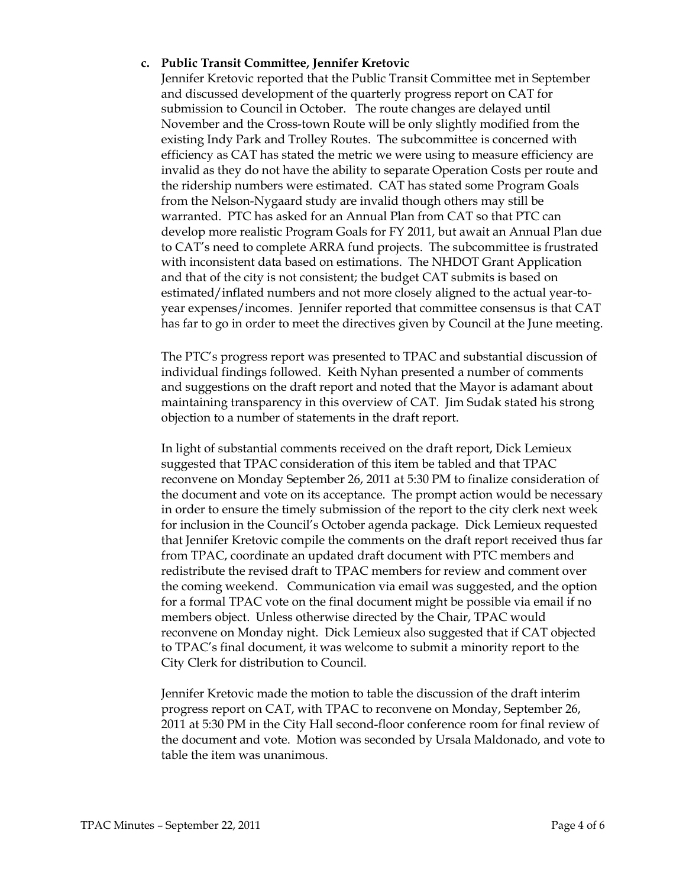**c. Public Transit Committee, Jennifer Kretovic**

Jennifer Kretovic reported that the Public Transit Committee met in September and discussed development of the quarterly progress report on CAT for submission to Council in October. The route changes are delayed until November and the Cross-town Route will be only slightly modified from the existing Indy Park and Trolley Routes. The subcommittee is concerned with efficiency as CAT has stated the metric we were using to measure efficiency are invalid as they do not have the ability to separate Operation Costs per route and the ridership numbers were estimated. CAT has stated some Program Goals from the Nelson-Nygaard study are invalid though others may still be warranted. PTC has asked for an Annual Plan from CAT so that PTC can develop more realistic Program Goals for FY 2011, but await an Annual Plan due to CAT's need to complete ARRA fund projects. The subcommittee is frustrated with inconsistent data based on estimations. The NHDOT Grant Application and that of the city is not consistent; the budget CAT submits is based on estimated/inflated numbers and not more closely aligned to the actual year-to-year expenses/incomes. Jennifer reported that committee consensus is that CAT has far to go in order to meet the directives given by Council at the June meeting.

The PTC's progress report was presented to TPAC and substantial discussion of individual findings followed. Keith Nyhan presented a number of comments and suggestions on the draft report and noted that the Mayor is adamant about maintaining transparency in this overview of CAT. Jim Sudak stated his strong objection to a number of statements in the draft report.

In light of substantial comments received on the draft report, Dick Lemieux suggested that TPAC consideration of this item be tabled and that TPAC reconvene on Monday September 26, 2011 at 5:30 PM to finalize consideration of the document and vote on its acceptance. The prompt action would be necessary in order to ensure the timely submission of the report to the city clerk next week for inclusion in the Council's October agenda package. Dick Lemieux requested that Jennifer Kretovic compile the comments on the draft report received thus far from TPAC, coordinate an updated draft document with PTC members and redistribute the revised draft to TPAC members for review and comment over the coming weekend. Communication via email was suggested, and the option for a formal TPAC vote on the final document might be possible via email if no members object. Unless otherwise directed by the Chair, TPAC would reconvene on Monday night. Dick Lemieux also suggested that if CAT objected to TPAC's final document, it was welcome to submit a minority report to the City Clerk for distribution to Council.

Jennifer Kretovic made the motion to table the discussion of the draft interim progress report on CAT, with TPAC to reconvene on Monday, September 26, 2011 at 5:30 PM in the City Hall second-floor conference room for final review of the document and vote. Motion was seconded by Ursala Maldonado, and vote to table the item was unanimous.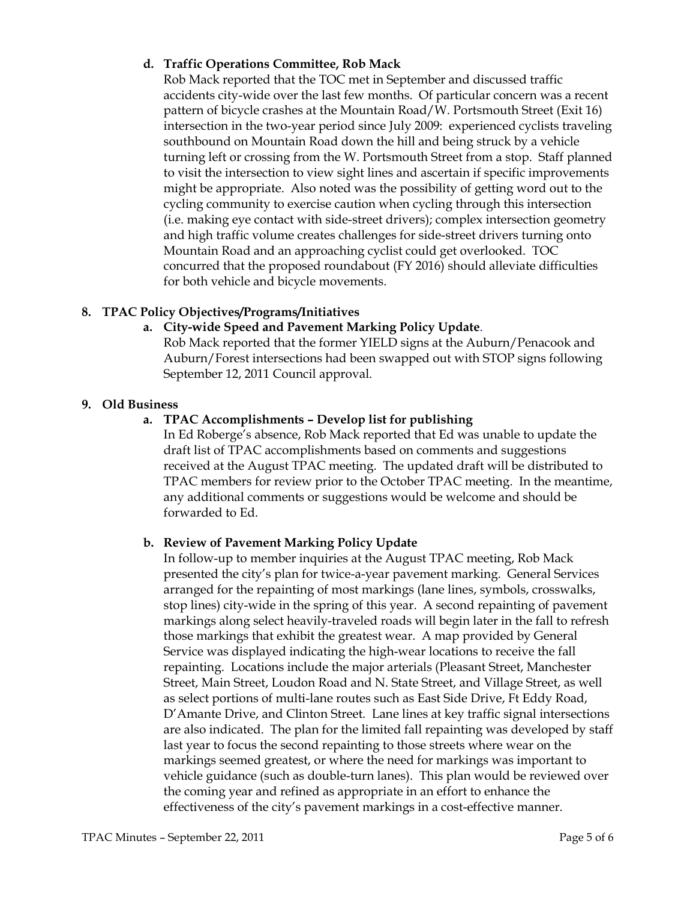**d. Traffic Operations Committee, Rob Mack**

Rob Mack reported that the TOC met in September and discussed traffic accidents city-wide over the last few months. Of particular concern was a recent pattern of bicycle crashes at the Mountain Road/W. Portsmouth Street (Exit 16) intersection in the two-year period since July 2009: experienced cyclists traveling southbound on Mountain Road down the hill and being struck by a vehicle turning left or crossing from the W. Portsmouth Street from a stop. Staff planned to visit the intersection to view sight lines and ascertain if specific improvements might be appropriate. Also noted was the possibility of getting word out to the cycling community to exercise caution when cycling through this intersection (i.e. making eye contact with side-street drivers); complex intersection geometry and high traffic volume creates challenges for side-street drivers turning onto Mountain Road and an approaching cyclist could get overlooked. TOC concurred that the proposed roundabout (FY 2016) should alleviate difficulties for both vehicle and bicycle movements.

**8. TPAC Policy Objectives/Programs/Initiatives**

**a. City-wide Speed and Pavement Marking Policy Update.**

Rob Mack reported that the former YIELD signs at the Auburn/Penacook and Auburn/Forest intersections had been swapped out with STOP signs following September 12, 2011 Council approval.

**9. Old Business**

**a. TPAC Accomplishments – Develop list for publishing**

In Ed Roberge's absence, Rob Mack reported that Ed was unable to update the draft list of TPAC accomplishments based on comments and suggestions received at the August TPAC meeting. The updated draft will be distributed to TPAC members for review prior to the October TPAC meeting. In the meantime, any additional comments or suggestions would be welcome and should be forwarded to Ed.

**b. Review of Pavement Marking Policy Update**

In follow-up to member inquiries at the August TPAC meeting, Rob Mack presented the city's plan for twice-a-year pavement marking. General Services arranged for the repainting of most markings (lane lines, symbols, crosswalks, stop lines) city-wide in the spring of this year. A second repainting of pavement markings along select heavily-traveled roads will begin later in the fall to refresh those markings that exhibit the greatest wear. A map provided by General Service was displayed indicating the high-wear locations to receive the fall repainting. Locations include the major arterials (Pleasant Street, Manchester Street, Main Street, Loudon Road and N. State Street, and Village Street, as well as select portions of multi-lane routes such as East Side Drive, Ft Eddy Road, D'Amante Drive, and Clinton Street. Lane lines at key traffic signal intersections are also indicated. The plan for the limited fall repainting was developed by staff last year to focus the second repainting to those streets where wear on the markings seemed greatest, or where the need for markings was important to vehicle guidance (such as double-turn lanes). This plan would be reviewed over the coming year and refined as appropriate in an effort to enhance the effectiveness of the city's pavement markings in a cost-effective manner.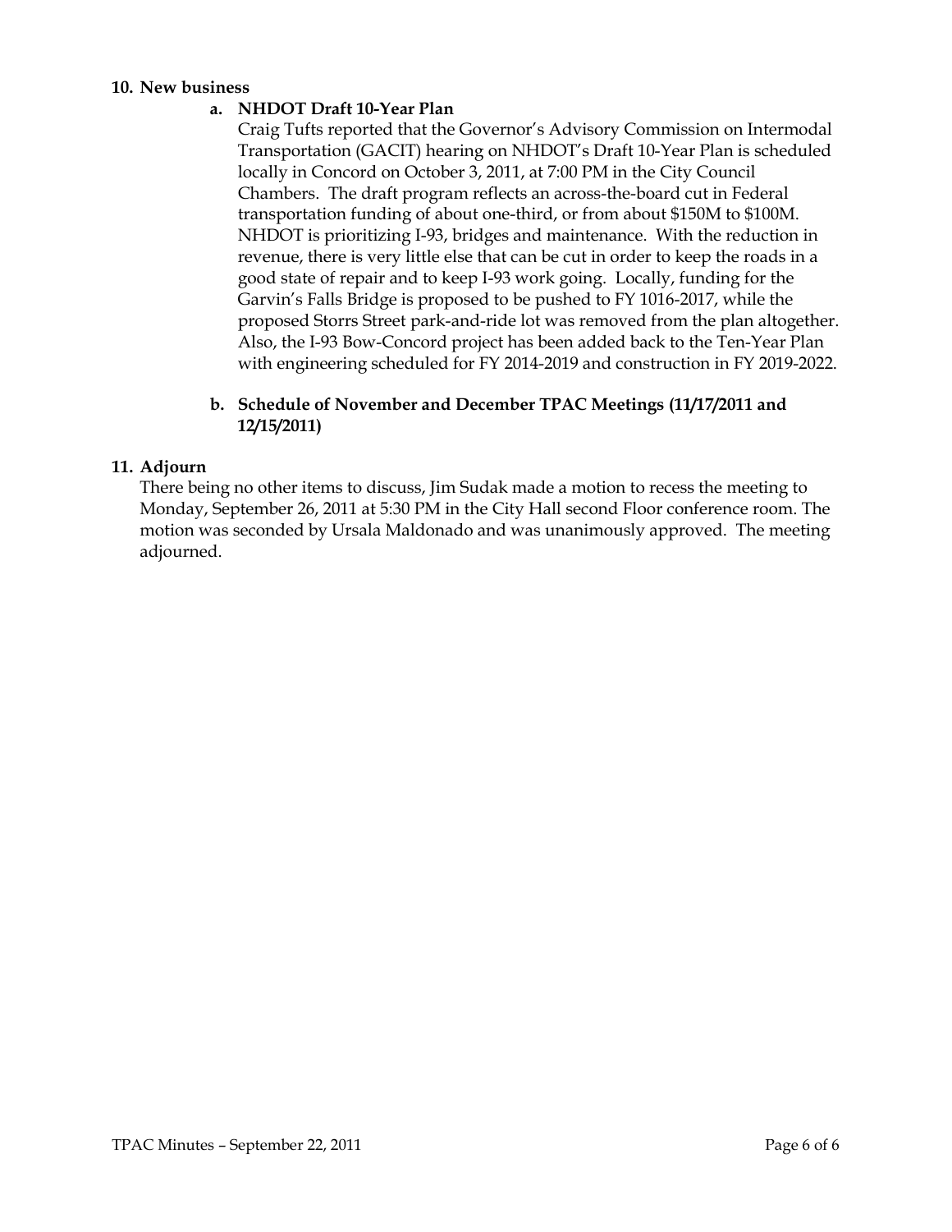**10. New business**

**a. NHDOT Draft 10-Year Plan**

Craig Tufts reported that the Governor's Advisory Commission on Intermodal Transportation (GACIT) hearing on NHDOT's Draft 10-Year Plan is scheduled locally in Concord on October 3, 2011, at 7:00 PM in the City Council Chambers. The draft program reflects an across-the-board cut in Federal transportation funding of about one-third, or from about $150M to $100M. NHDOT is prioritizing I-93, bridges and maintenance. With the reduction in revenue, there is very little else that can be cut in order to keep the roads in a good state of repair and to keep I-93 work going. Locally, funding for the Garvin's Falls Bridge is proposed to be pushed to FY 1016-2017, while the proposed Storrs Street park-and-ride lot was removed from the plan altogether. Also, the I-93 Bow-Concord project has been added back to the Ten-Year Plan with engineering scheduled for FY 2014-2019 and construction in FY 2019-2022.

**b. Schedule of November and December TPAC Meetings (11/17/2011 and 12/15/2011)**

**11. Adjourn**

There being no other items to discuss, Jim Sudak made a motion to recess the meeting to Monday, September 26, 2011 at 5:30 PM in the City Hall second Floor conference room. The motion was seconded by Ursala Maldonado and was unanimously approved. The meeting adjourned.